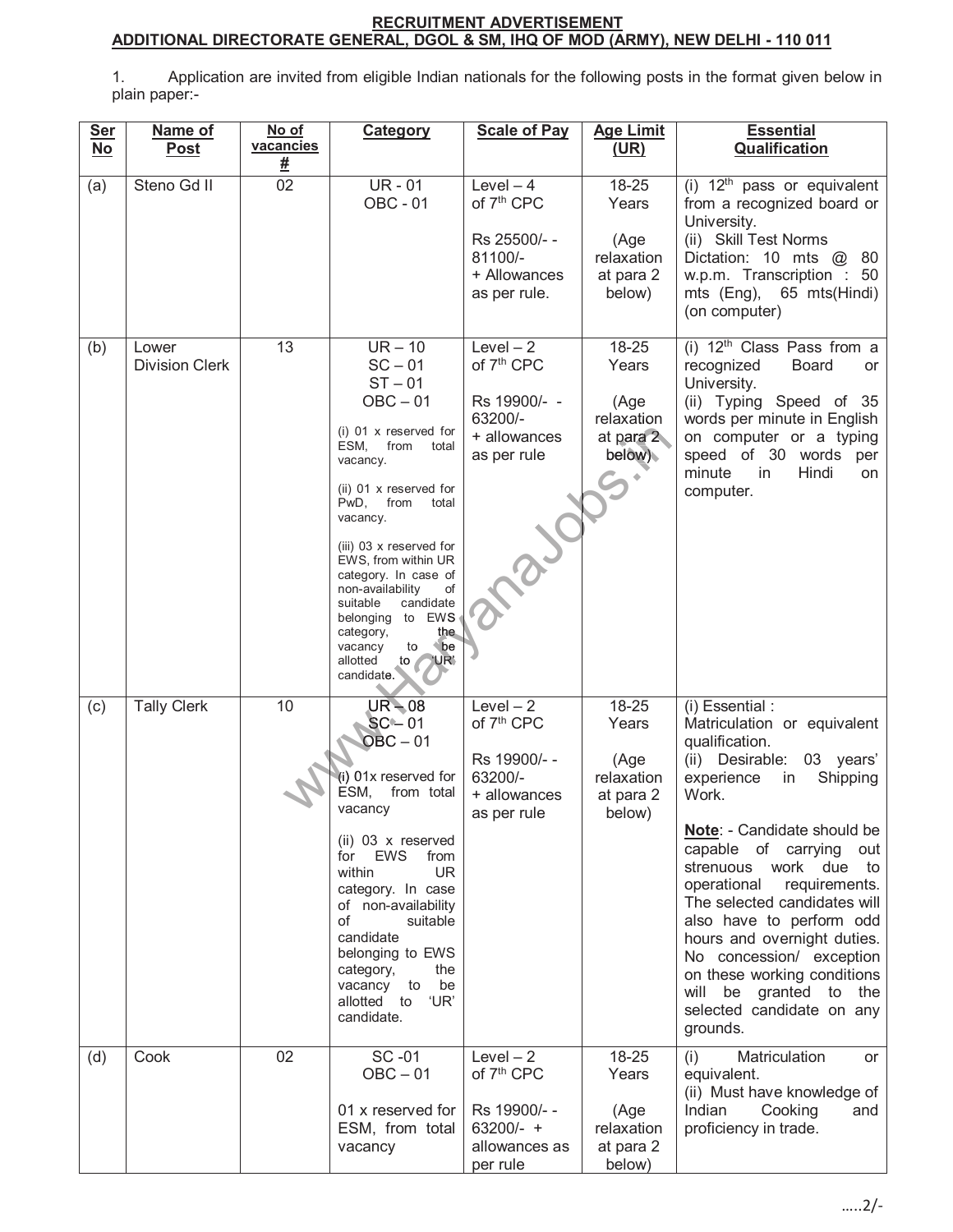## RECRUITMENT ADVERTISEMENT
## ADDITIONAL DIRECTORATE GENERAL, DGOL & SM, IHQ OF MOD (ARMY), NEW DELHI - 110 011

1. Application are invited from eligible Indian nationals for the following posts in the format given below in plain paper:-

| Ser No | Name of Post | No of vacancies # | Category | Scale of Pay | Age Limit (UR) | Essential Qualification |
|---|---|---|---|---|---|---|
| (a) | Steno Gd II | 02 | UR - 01<br>OBC - 01 | Level – 4 of 7th CPC<br><br>Rs 25500/- - 81100/- + Allowances as per rule. | 18-25 Years<br><br>(Age relaxation at para 2 below) | (i) 12th pass or equivalent from a recognized board or University.<br>(ii) Skill Test Norms Dictation: 10 mts @ 80 w.p.m. Transcription : 50 mts (Eng), 65 mts(Hindi) (on computer) |
| (b) | Lower Division Clerk | 13 | UR – 10<br>SC – 01<br>ST – 01<br>OBC – 01<br><br>(i) 01 x reserved for ESM, from total vacancy.<br><br>(ii) 01 x reserved for PwD, from total vacancy.<br><br>(iii) 03 x reserved for EWS, from within UR category. In case of non-availability of suitable candidate belonging to EWS category, the vacancy to be allotted to 'UR' candidate. | Level – 2 of 7th CPC<br><br>Rs 19900/- - 63200/- + allowances as per rule | 18-25 Years<br><br>(Age relaxation at para 2 below) | (i) 12th Class Pass from a recognized Board or University.<br>(ii) Typing Speed of 35 words per minute in English on computer or a typing speed of 30 words per minute in Hindi on computer. |
| (c) | Tally Clerk | 10 | UR – 08<br>SC – 01<br>OBC – 01<br><br>(i) 01x reserved for ESM, from total vacancy<br><br>(ii) 03 x reserved for EWS from within UR category. In case of non-availability of suitable candidate belonging to EWS category, the vacancy to be allotted to 'UR' candidate. | Level – 2 of 7th CPC<br><br>Rs 19900/- - 63200/- + allowances as per rule | 18-25 Years<br><br>(Age relaxation at para 2 below) | (i) Essential : Matriculation or equivalent qualification.<br>(ii) Desirable: 03 years' experience in Shipping Work.<br><br>**Note**: - Candidate should be capable of carrying out strenuous work due to operational requirements. The selected candidates will also have to perform odd hours and overnight duties. No concession/ exception on these working conditions will be granted to the selected candidate on any grounds. |
| (d) | Cook | 02 | SC -01<br>OBC – 01<br><br>01 x reserved for ESM, from total vacancy | Level – 2 of 7th CPC<br><br>Rs 19900/- - 63200/- + allowances as per rule | 18-25 Years<br><br>(Age relaxation at para 2 below) | (i) Matriculation or equivalent.<br>(ii) Must have knowledge of Indian Cooking and proficiency in trade. |

.....2/-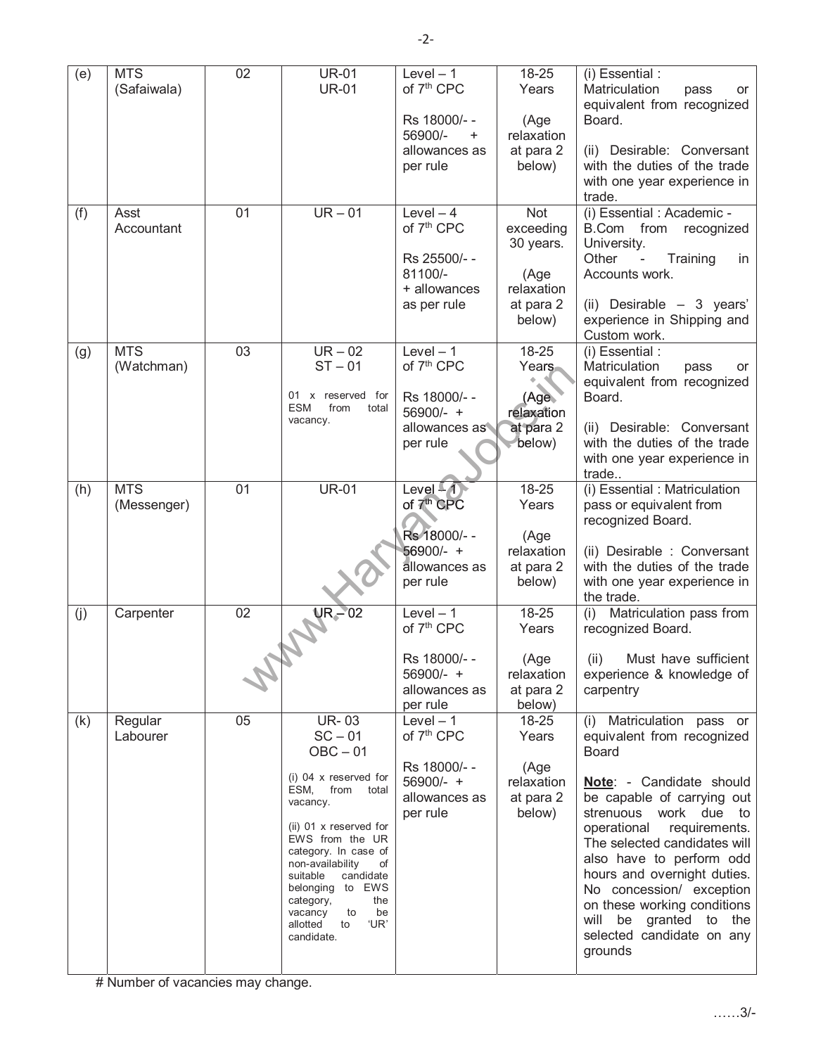| (e) | MTS (Safaiwala) | 02 | UR-01<br>UR-01 | Level – 1 of 7th CPC<br><br>Rs 18000/- - 56900/- + allowances as per rule | 18-25 Years<br><br>(Age relaxation at para 2 below) | (i) Essential : Matriculation pass or equivalent from recognized Board.<br><br>(ii) Desirable: Conversant with the duties of the trade with one year experience in trade. |
|---|---|---|---|---|---|---|
| (f) | Asst Accountant | 01 | UR – 01 | Level – 4 of 7th CPC<br><br>Rs 25500/- - 81100/- + allowances as per rule | Not exceeding 30 years.<br><br>(Age relaxation at para 2 below) | (i) Essential : Academic - B.Com from recognized University.<br>Other - Training in Accounts work.<br><br>(ii) Desirable – 3 years' experience in Shipping and Custom work. |
| (g) | MTS (Watchman) | 03 | UR – 02<br>ST – 01<br><br>01 x reserved for ESM from total vacancy. | Level – 1 of 7th CPC<br><br>Rs 18000/- - 56900/- + allowances as per rule | 18-25 Years<br><br>(Age relaxation at para 2 below) | (i) Essential : Matriculation pass or equivalent from recognized Board.<br><br>(ii) Desirable: Conversant with the duties of the trade with one year experience in trade.. |
| (h) | MTS (Messenger) | 01 | UR-01 | Level – 1 of 7th CPC<br><br>Rs 18000/- - 56900/- + allowances as per rule | 18-25 Years<br><br>(Age relaxation at para 2 below) | (i) Essential : Matriculation pass or equivalent from recognized Board.<br><br>(ii) Desirable : Conversant with the duties of the trade with one year experience in the trade. |
| (j) | Carpenter | 02 | UR – 02 | Level – 1 of 7th CPC<br><br>Rs 18000/- - 56900/- + allowances as per rule | 18-25 Years<br><br>(Age relaxation at para 2 below) | (i) Matriculation pass from recognized Board.<br><br>(ii) Must have sufficient experience & knowledge of carpentry |
| (k) | Regular Labourer | 05 | UR- 03<br>SC – 01<br>OBC – 01<br><br>(i) 04 x reserved for ESM, from total vacancy.<br><br>(ii) 01 x reserved for EWS from the UR category. In case of non-availability of suitable candidate belonging to EWS category, the vacancy to be allotted to 'UR' candidate. | Level – 1 of 7th CPC<br><br>Rs 18000/- - 56900/- + allowances as per rule | 18-25 Years<br><br>(Age relaxation at para 2 below) | (i) Matriculation pass or equivalent from recognized Board<br><br>**Note**: - Candidate should be capable of carrying out strenuous work due to operational requirements. The selected candidates will also have to perform odd hours and overnight duties. No concession/ exception on these working conditions will be granted to the selected candidate on any grounds |

# Number of vacancies may change.

……3/-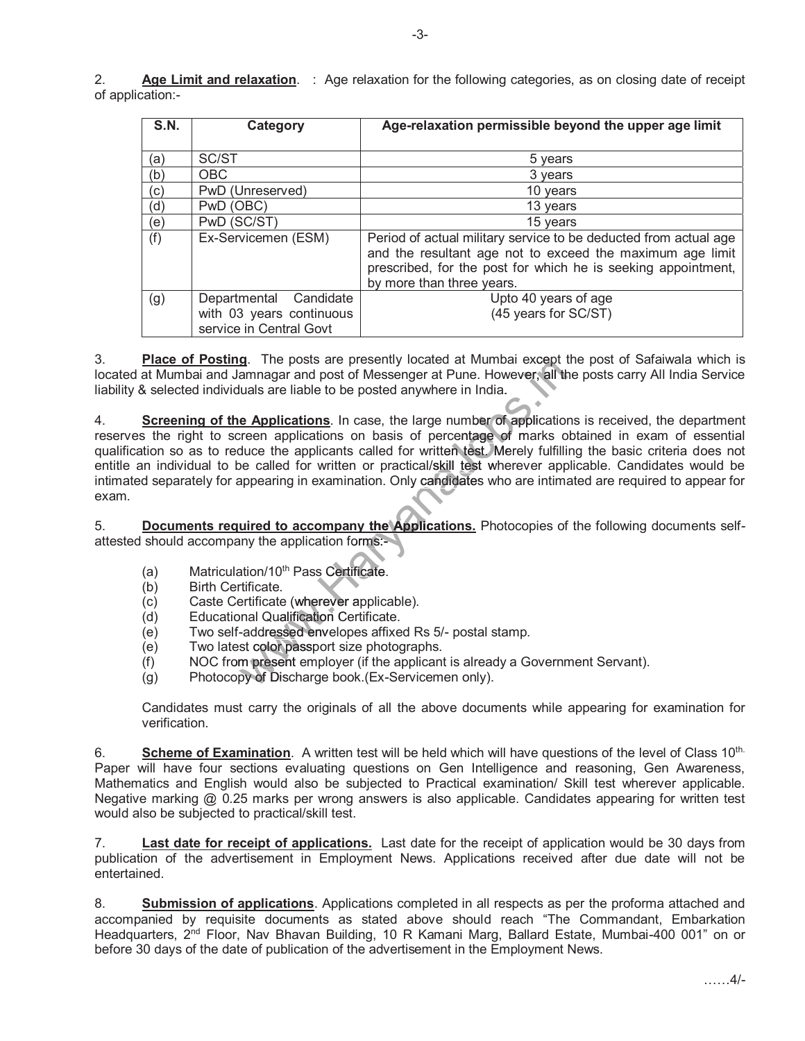2. **Age Limit and relaxation**. : Age relaxation for the following categories, as on closing date of receipt of application:-

| S.N. | Category | Age-relaxation permissible beyond the upper age limit |
|---|---|---|
| (a) | SC/ST | 5 years |
| (b) | OBC | 3 years |
| (c) | PwD (Unreserved) | 10 years |
| (d) | PwD (OBC) | 13 years |
| (e) | PwD (SC/ST) | 15 years |
| (f) | Ex-Servicemen (ESM) | Period of actual military service to be deducted from actual age and the resultant age not to exceed the maximum age limit prescribed, for the post for which he is seeking appointment, by more than three years. |
| (g) | Departmental Candidate with 03 years continuous service in Central Govt | Upto 40 years of age (45 years for SC/ST) |

3. **Place of Posting**. The posts are presently located at Mumbai except the post of Safaiwala which is located at Mumbai and Jamnagar and post of Messenger at Pune. However, all the posts carry All India Service liability & selected individuals are liable to be posted anywhere in India.

4. **Screening of the Applications**. In case, the large number of applications is received, the department reserves the right to screen applications on basis of percentage of marks obtained in exam of essential qualification so as to reduce the applicants called for written test. Merely fulfilling the basic criteria does not entitle an individual to be called for written or practical/skill test wherever applicable. Candidates would be intimated separately for appearing in examination. Only candidates who are intimated are required to appear for exam.

5. **Documents required to accompany the Applications.** Photocopies of the following documents self-attested should accompany the application forms:-

(a) Matriculation/10th Pass Certificate.
(b) Birth Certificate.
(c) Caste Certificate (wherever applicable).
(d) Educational Qualification Certificate.
(e) Two self-addressed envelopes affixed Rs 5/- postal stamp.
(e) Two latest color passport size photographs.
(f) NOC from present employer (if the applicant is already a Government Servant).
(g) Photocopy of Discharge book.(Ex-Servicemen only).

Candidates must carry the originals of all the above documents while appearing for examination for verification.

6. **Scheme of Examination**. A written test will be held which will have questions of the level of Class 10th. Paper will have four sections evaluating questions on Gen Intelligence and reasoning, Gen Awareness, Mathematics and English would also be subjected to Practical examination/ Skill test wherever applicable. Negative marking @ 0.25 marks per wrong answers is also applicable. Candidates appearing for written test would also be subjected to practical/skill test.

7. **Last date for receipt of applications.** Last date for the receipt of application would be 30 days from publication of the advertisement in Employment News. Applications received after due date will not be entertained.

8. **Submission of applications**. Applications completed in all respects as per the proforma attached and accompanied by requisite documents as stated above should reach "The Commandant, Embarkation Headquarters, 2nd Floor, Nav Bhavan Building, 10 R Kamani Marg, Ballard Estate, Mumbai-400 001" on or before 30 days of the date of publication of the advertisement in the Employment News.

……4/-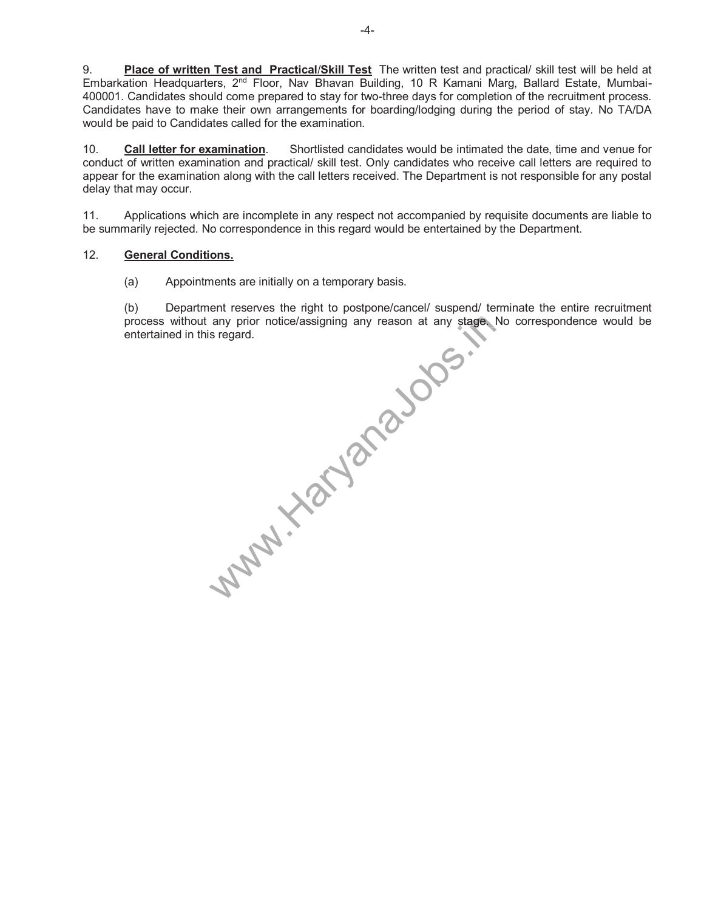9. **Place of written Test and Practical/Skill Test** The written test and practical/ skill test will be held at Embarkation Headquarters, 2nd Floor, Nav Bhavan Building, 10 R Kamani Marg, Ballard Estate, Mumbai-400001. Candidates should come prepared to stay for two-three days for completion of the recruitment process. Candidates have to make their own arrangements for boarding/lodging during the period of stay. No TA/DA would be paid to Candidates called for the examination.

10. **Call letter for examination**. Shortlisted candidates would be intimated the date, time and venue for conduct of written examination and practical/ skill test. Only candidates who receive call letters are required to appear for the examination along with the call letters received. The Department is not responsible for any postal delay that may occur.

11. Applications which are incomplete in any respect not accompanied by requisite documents are liable to be summarily rejected. No correspondence in this regard would be entertained by the Department.

12. **General Conditions.**

(a) Appointments are initially on a temporary basis.

(b) Department reserves the right to postpone/cancel/ suspend/ terminate the entire recruitment process without any prior notice/assigning any reason at any stage. No correspondence would be entertained in this regard.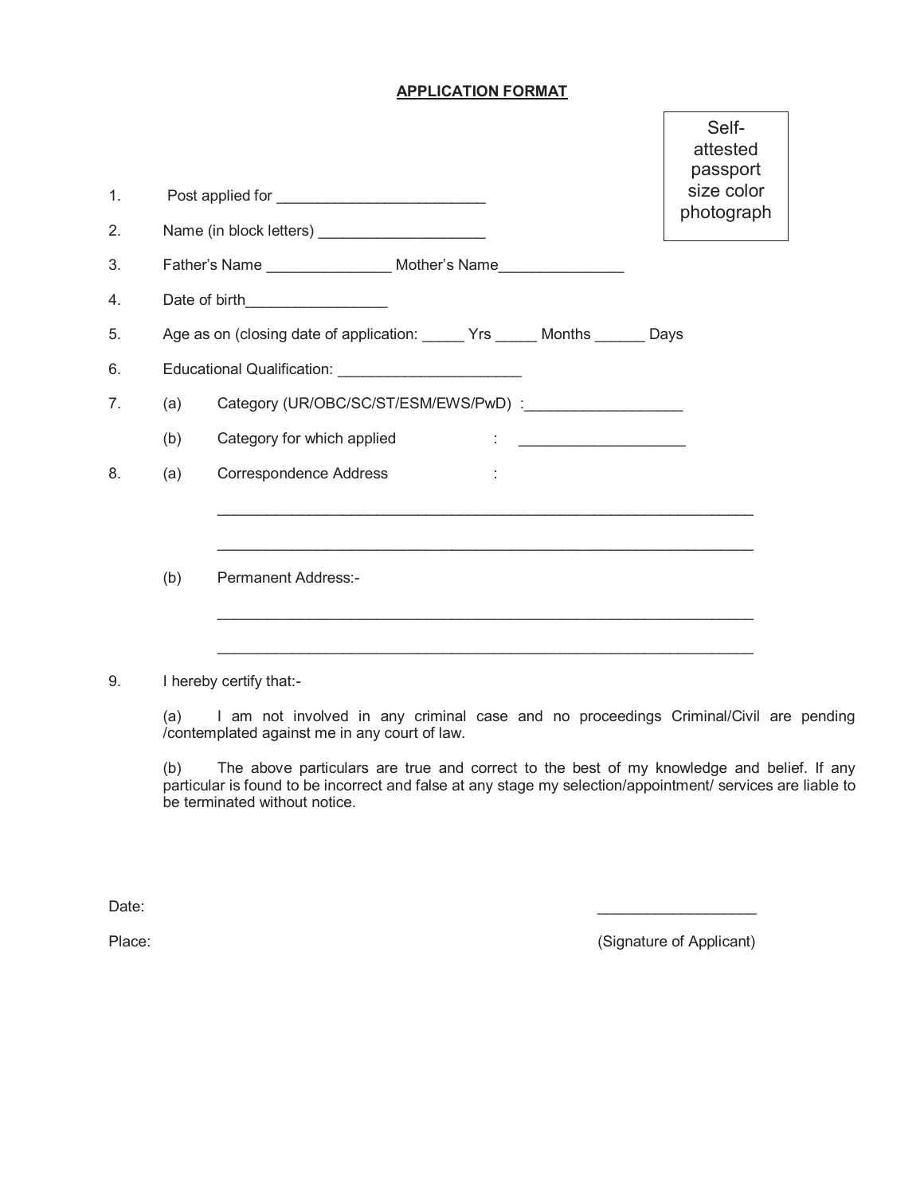# APPLICATION FORMAT

Self-attested passport size color photograph

1. Post applied for ________________________
2. Name (in block letters) ___________________
3. Father's Name ______________ Mother's Name______________
4. Date of birth________________
5. Age as on (closing date of application: _____ Yrs _____ Months ______ Days
6. Educational Qualification: _____________________
7. (a) Category (UR/OBC/SC/ST/ESM/EWS/PwD) :__________________

   (b) Category for which applied : ___________________
8. (a) Correspondence Address :

   ________________________________________________________________

   ________________________________________________________________

   (b) Permanent Address:-

   ________________________________________________________________

   ________________________________________________________________
9. I hereby certify that:-

   (a) I am not involved in any criminal case and no proceedings Criminal/Civil are pending /contemplated against me in any court of law.

   (b) The above particulars are true and correct to the best of my knowledge and belief. If any particular is found to be incorrect and false at any stage my selection/appointment/ services are liable to be terminated without notice.

Date: __________________

Place: (Signature of Applicant)